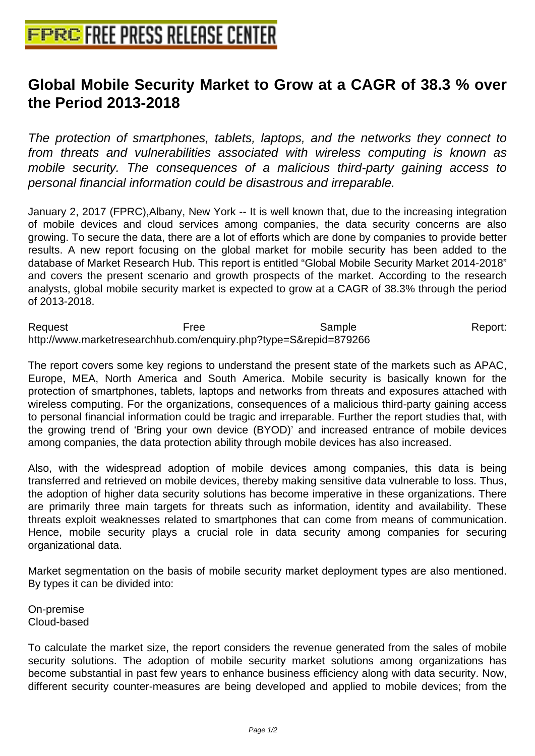# Global Mobile Security Market to Grow at a CAGR of 38.3 % over the Period 2013-2018

*The protection of smartphones, tablets, laptops, and the networks they connect to from threats and vulnerabilities associated with wireless computing is known as mobile security. The consequences of a malicious third-party gaining access to personal financial information could be disastrous and irreparable.*

January 2, 2017 (FPRC),Albany, New York -- It is well known that, due to the increasing integration of mobile devices and cloud services among companies, the data security concerns are also growing. To secure the data, there are a lot of efforts which are done by companies to provide better results. A new report focusing on the global market for mobile security has been added to the database of Market Research Hub. This report is entitled "Global Mobile Security Market 2014-2018" and covers the present scenario and growth prospects of the market. According to the research analysts, global mobile security market is expected to grow at a CAGR of 38.3% through the period of 2013-2018.

Request Free Sample Report: http://www.marketresearchhub.com/enquiry.php?type=S&repid=879266

The report covers some key regions to understand the present state of the markets such as APAC, Europe, MEA, North America and South America. Mobile security is basically known for the protection of smartphones, tablets, laptops and networks from threats and exposures attached with wireless computing. For the organizations, consequences of a malicious third-party gaining access to personal financial information could be tragic and irreparable. Further the report studies that, with the growing trend of 'Bring your own device (BYOD)' and increased entrance of mobile devices among companies, the data protection ability through mobile devices has also increased.

Also, with the widespread adoption of mobile devices among companies, this data is being transferred and retrieved on mobile devices, thereby making sensitive data vulnerable to loss. Thus, the adoption of higher data security solutions has become imperative in these organizations. There are primarily three main targets for threats such as information, identity and availability. These threats exploit weaknesses related to smartphones that can come from means of communication. Hence, mobile security plays a crucial role in data security among companies for securing organizational data.

Market segmentation on the basis of mobile security market deployment types are also mentioned. By types it can be divided into:

On-premise
Cloud-based

To calculate the market size, the report considers the revenue generated from the sales of mobile security solutions. The adoption of mobile security market solutions among organizations has become substantial in past few years to enhance business efficiency along with data security. Now, different security counter-measures are being developed and applied to mobile devices; from the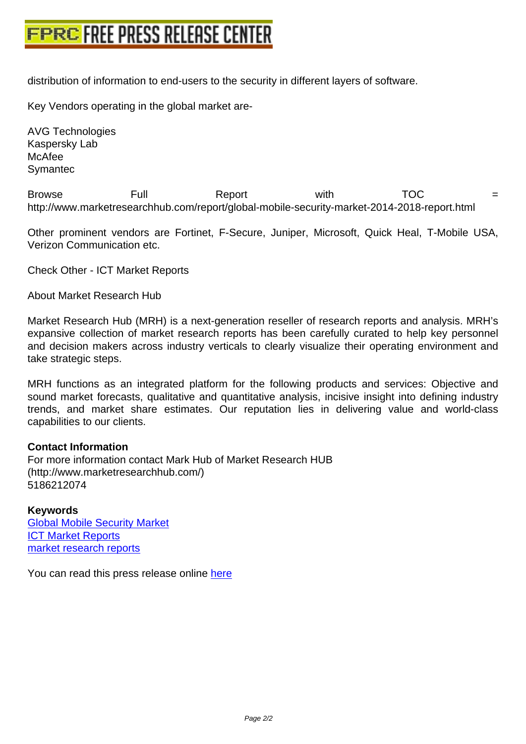distribution of information to end-users to the security in different layers of software.

Key Vendors operating in the global market are-

AVG Technologies
Kaspersky Lab
McAfee
Symantec

Browse Full Report with TOC = http://www.marketresearchhub.com/report/global-mobile-security-market-2014-2018-report.html

Other prominent vendors are Fortinet, F-Secure, Juniper, Microsoft, Quick Heal, T-Mobile USA, Verizon Communication etc.

Check Other - ICT Market Reports

About Market Research Hub

Market Research Hub (MRH) is a next-generation reseller of research reports and analysis. MRH's expansive collection of market research reports has been carefully curated to help key personnel and decision makers across industry verticals to clearly visualize their operating environment and take strategic steps.

MRH functions as an integrated platform for the following products and services: Objective and sound market forecasts, qualitative and quantitative analysis, incisive insight into defining industry trends, and market share estimates. Our reputation lies in delivering value and world-class capabilities to our clients.

**Contact Information**
For more information contact Mark Hub of Market Research HUB
(http://www.marketresearchhub.com/)
5186212074

**Keywords**
Global Mobile Security Market
ICT Market Reports
market research reports

You can read this press release online here